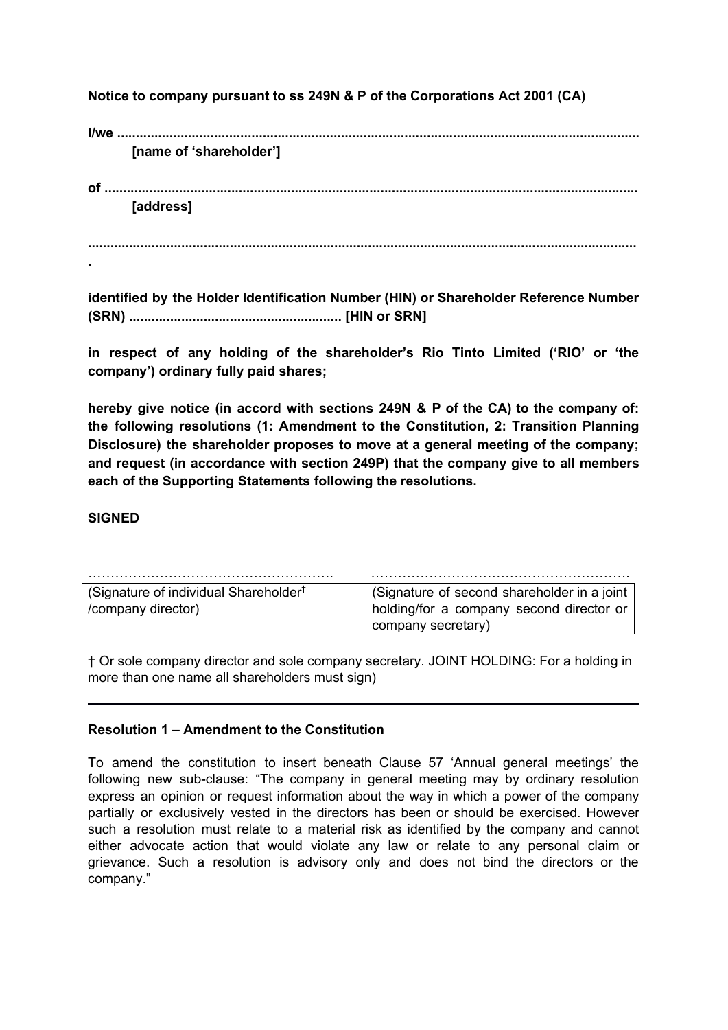**Notice to company pursuant to ss 249N & P of the Corporations Act 2001 (CA)**

**I/we ..........................................................................................................................................**
**[name of 'shareholder']**

**of .............................................................................................................................................**
**[address]**

**.................................................................................................................................................**
**.**

**identified by the Holder Identification Number (HIN) or Shareholder Reference Number (SRN) ........................................................ [HIN or SRN]**

**in respect of any holding of the shareholder's Rio Tinto Limited ('RIO' or 'the company') ordinary fully paid shares;**

**hereby give notice (in accord with sections 249N & P of the CA) to the company of: the following resolutions (1: Amendment to the Constitution, 2: Transition Planning Disclosure) the shareholder proposes to move at a general meeting of the company; and request (in accordance with section 249P) that the company give to all members each of the Supporting Statements following the resolutions.**

**SIGNED**

| ………………………………………………. | …………………………………………………. |
|---|---|
| (Signature of individual Shareholder† /company director) | (Signature of second shareholder in a joint holding/for a company second director or company secretary) |

† Or sole company director and sole company secretary. JOINT HOLDING: For a holding in more than one name all shareholders must sign)

---

**Resolution 1 – Amendment to the Constitution**

To amend the constitution to insert beneath Clause 57 'Annual general meetings' the following new sub-clause: "The company in general meeting may by ordinary resolution express an opinion or request information about the way in which a power of the company partially or exclusively vested in the directors has been or should be exercised. However such a resolution must relate to a material risk as identified by the company and cannot either advocate action that would violate any law or relate to any personal claim or grievance. Such a resolution is advisory only and does not bind the directors or the company."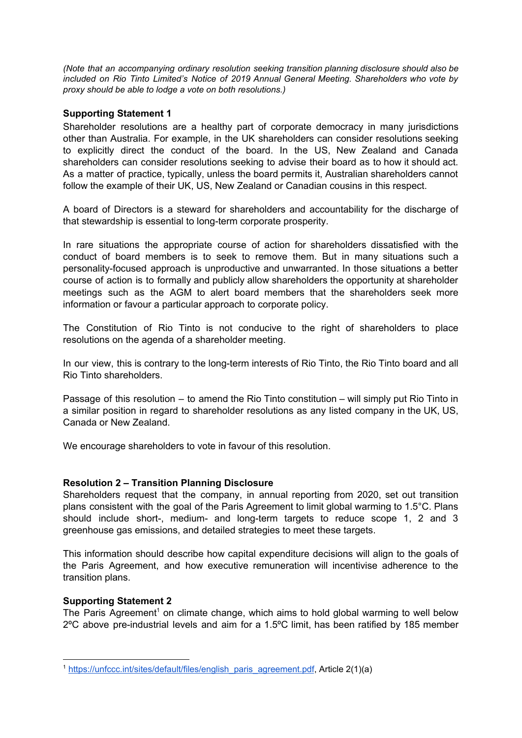*(Note that an accompanying ordinary resolution seeking transition planning disclosure should also be included on Rio Tinto Limited's Notice of 2019 Annual General Meeting. Shareholders who vote by proxy should be able to lodge a vote on both resolutions.)*

**Supporting Statement 1**

Shareholder resolutions are a healthy part of corporate democracy in many jurisdictions other than Australia. For example, in the UK shareholders can consider resolutions seeking to explicitly direct the conduct of the board. In the US, New Zealand and Canada shareholders can consider resolutions seeking to advise their board as to how it should act. As a matter of practice, typically, unless the board permits it, Australian shareholders cannot follow the example of their UK, US, New Zealand or Canadian cousins in this respect.

A board of Directors is a steward for shareholders and accountability for the discharge of that stewardship is essential to long-term corporate prosperity.

In rare situations the appropriate course of action for shareholders dissatisfied with the conduct of board members is to seek to remove them. But in many situations such a personality-focused approach is unproductive and unwarranted. In those situations a better course of action is to formally and publicly allow shareholders the opportunity at shareholder meetings such as the AGM to alert board members that the shareholders seek more information or favour a particular approach to corporate policy.

The Constitution of Rio Tinto is not conducive to the right of shareholders to place resolutions on the agenda of a shareholder meeting.

In our view, this is contrary to the long-term interests of Rio Tinto, the Rio Tinto board and all Rio Tinto shareholders.

Passage of this resolution – to amend the Rio Tinto constitution – will simply put Rio Tinto in a similar position in regard to shareholder resolutions as any listed company in the UK, US, Canada or New Zealand.

We encourage shareholders to vote in favour of this resolution.

**Resolution 2 – Transition Planning Disclosure**

Shareholders request that the company, in annual reporting from 2020, set out transition plans consistent with the goal of the Paris Agreement to limit global warming to 1.5°C. Plans should include short-, medium- and long-term targets to reduce scope 1, 2 and 3 greenhouse gas emissions, and detailed strategies to meet these targets.

This information should describe how capital expenditure decisions will align to the goals of the Paris Agreement, and how executive remuneration will incentivise adherence to the transition plans.

**Supporting Statement 2**

The Paris Agreement[1] on climate change, which aims to hold global warming to well below 2ºC above pre-industrial levels and aim for a 1.5ºC limit, has been ratified by 185 member

[1] https://unfccc.int/sites/default/files/english_paris_agreement.pdf, Article 2(1)(a)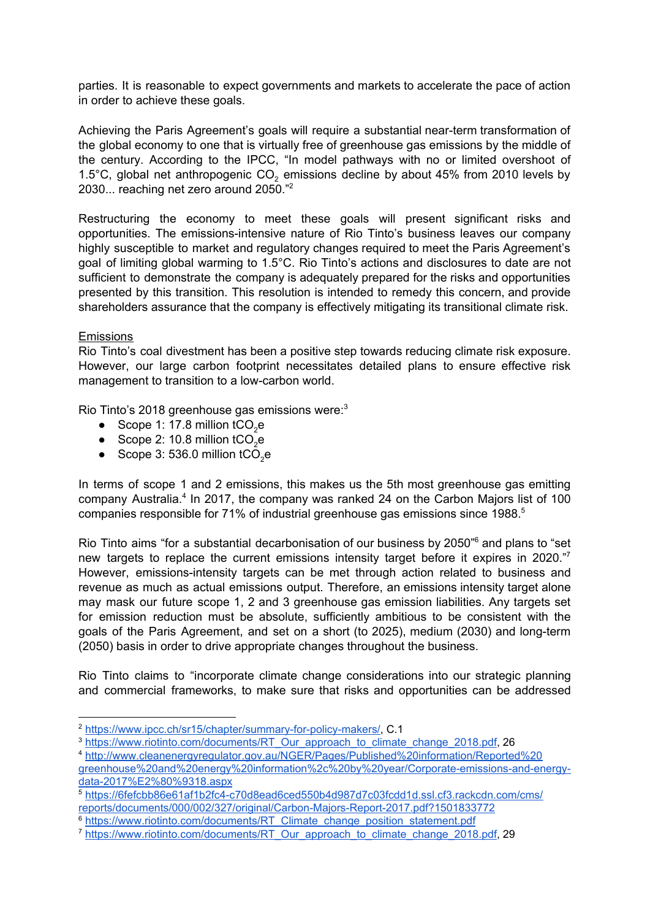parties. It is reasonable to expect governments and markets to accelerate the pace of action in order to achieve these goals.

Achieving the Paris Agreement's goals will require a substantial near-term transformation of the global economy to one that is virtually free of greenhouse gas emissions by the middle of the century. According to the IPCC, "In model pathways with no or limited overshoot of 1.5°C, global net anthropogenic $CO_2$ emissions decline by about 45% from 2010 levels by 2030... reaching net zero around 2050."[2]

Restructuring the economy to meet these goals will present significant risks and opportunities. The emissions-intensive nature of Rio Tinto's business leaves our company highly susceptible to market and regulatory changes required to meet the Paris Agreement's goal of limiting global warming to 1.5°C. Rio Tinto's actions and disclosures to date are not sufficient to demonstrate the company is adequately prepared for the risks and opportunities presented by this transition. This resolution is intended to remedy this concern, and provide shareholders assurance that the company is effectively mitigating its transitional climate risk.

Emissions

Rio Tinto's coal divestment has been a positive step towards reducing climate risk exposure. However, our large carbon footprint necessitates detailed plans to ensure effective risk management to transition to a low-carbon world.

Rio Tinto's 2018 greenhouse gas emissions were:[3]

- Scope 1: 17.8 million $tCO_2e$
- Scope 2: 10.8 million $tCO_2e$
- Scope 3: 536.0 million $tCO_2e$

In terms of scope 1 and 2 emissions, this makes us the 5th most greenhouse gas emitting company Australia.[4] In 2017, the company was ranked 24 on the Carbon Majors list of 100 companies responsible for 71% of industrial greenhouse gas emissions since 1988.[5]

Rio Tinto aims "for a substantial decarbonisation of our business by 2050"[6] and plans to "set new targets to replace the current emissions intensity target before it expires in 2020."[7] However, emissions-intensity targets can be met through action related to business and revenue as much as actual emissions output. Therefore, an emissions intensity target alone may mask our future scope 1, 2 and 3 greenhouse gas emission liabilities. Any targets set for emission reduction must be absolute, sufficiently ambitious to be consistent with the goals of the Paris Agreement, and set on a short (to 2025), medium (2030) and long-term (2050) basis in order to drive appropriate changes throughout the business.

Rio Tinto claims to "incorporate climate change considerations into our strategic planning and commercial frameworks, to make sure that risks and opportunities can be addressed

---

[2] https://www.ipcc.ch/sr15/chapter/summary-for-policy-makers/, C.1

[3] https://www.riotinto.com/documents/RT_Our_approach_to_climate_change_2018.pdf, 26

[4] http://www.cleanenergyregulator.gov.au/NGER/Pages/Published%20information/Reported%20greenhouse%20and%20energy%20information%2c%20by%20year/Corporate-emissions-and-energy-data-2017%E2%80%9318.aspx

[5] https://6fefcbb86e61af1b2fc4-c70d8ead6ced550b4d987d7c03fcdd1d.ssl.cf3.rackcdn.com/cms/reports/documents/000/002/327/original/Carbon-Majors-Report-2017.pdf?1501833772

[6] https://www.riotinto.com/documents/RT_Climate_change_position_statement.pdf

[7] https://www.riotinto.com/documents/RT_Our_approach_to_climate_change_2018.pdf, 29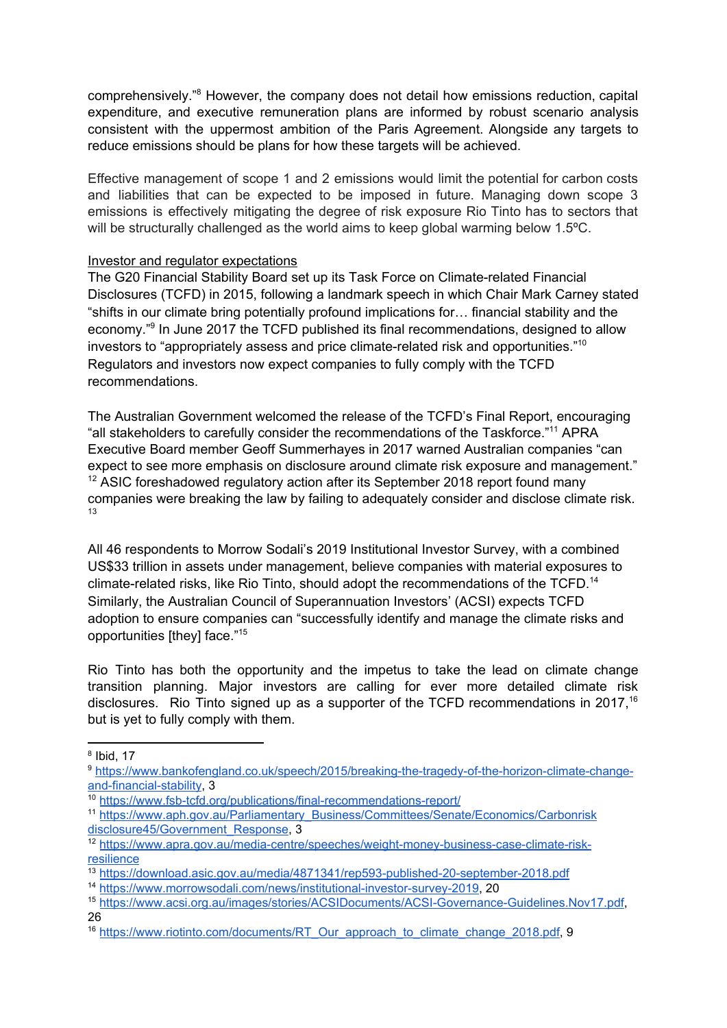comprehensively."[8] However, the company does not detail how emissions reduction, capital expenditure, and executive remuneration plans are informed by robust scenario analysis consistent with the uppermost ambition of the Paris Agreement. Alongside any targets to reduce emissions should be plans for how these targets will be achieved.

Effective management of scope 1 and 2 emissions would limit the potential for carbon costs and liabilities that can be expected to be imposed in future. Managing down scope 3 emissions is effectively mitigating the degree of risk exposure Rio Tinto has to sectors that will be structurally challenged as the world aims to keep global warming below 1.5ºC.

Investor and regulator expectations

The G20 Financial Stability Board set up its Task Force on Climate-related Financial Disclosures (TCFD) in 2015, following a landmark speech in which Chair Mark Carney stated "shifts in our climate bring potentially profound implications for… financial stability and the economy."[9] In June 2017 the TCFD published its final recommendations, designed to allow investors to "appropriately assess and price climate-related risk and opportunities."[10] Regulators and investors now expect companies to fully comply with the TCFD recommendations.

The Australian Government welcomed the release of the TCFD's Final Report, encouraging "all stakeholders to carefully consider the recommendations of the Taskforce."[11] APRA Executive Board member Geoff Summerhayes in 2017 warned Australian companies "can expect to see more emphasis on disclosure around climate risk exposure and management."[12] ASIC foreshadowed regulatory action after its September 2018 report found many companies were breaking the law by failing to adequately consider and disclose climate risk.[13]

All 46 respondents to Morrow Sodali's 2019 Institutional Investor Survey, with a combined US$33 trillion in assets under management, believe companies with material exposures to climate-related risks, like Rio Tinto, should adopt the recommendations of the TCFD.[14] Similarly, the Australian Council of Superannuation Investors' (ACSI) expects TCFD adoption to ensure companies can "successfully identify and manage the climate risks and opportunities [they] face."[15]

Rio Tinto has both the opportunity and the impetus to take the lead on climate change transition planning. Major investors are calling for ever more detailed climate risk disclosures. Rio Tinto signed up as a supporter of the TCFD recommendations in 2017,[16] but is yet to fully comply with them.

---

[8] Ibid, 17

[9] https://www.bankofengland.co.uk/speech/2015/breaking-the-tragedy-of-the-horizon-climate-change-and-financial-stability, 3

[10] https://www.fsb-tcfd.org/publications/final-recommendations-report/

[11] https://www.aph.gov.au/Parliamentary_Business/Committees/Senate/Economics/Carbonrisk disclosure45/Government_Response, 3

[12] https://www.apra.gov.au/media-centre/speeches/weight-money-business-case-climate-risk-resilience

[13] https://download.asic.gov.au/media/4871341/rep593-published-20-september-2018.pdf

[14] https://www.morrowsodali.com/news/institutional-investor-survey-2019, 20

[15] https://www.acsi.org.au/images/stories/ACSIDocuments/ACSI-Governance-Guidelines.Nov17.pdf, 26

[16] https://www.riotinto.com/documents/RT_Our_approach_to_climate_change_2018.pdf, 9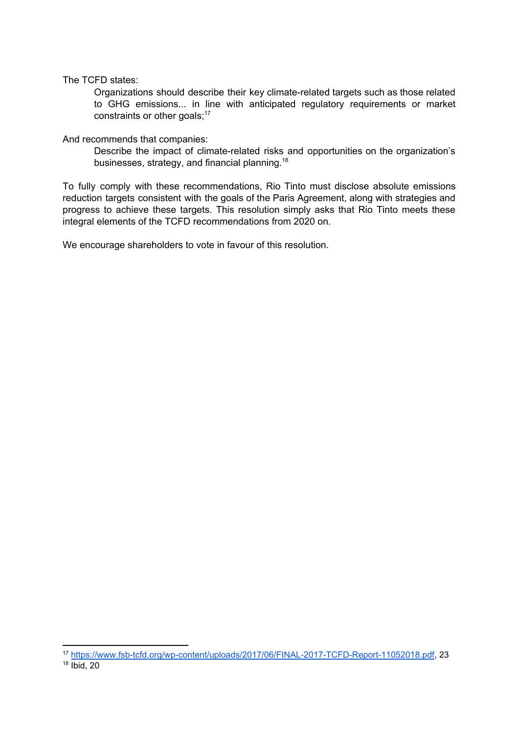The TCFD states:

> Organizations should describe their key climate-related targets such as those related to GHG emissions... in line with anticipated regulatory requirements or market constraints or other goals;[17]

And recommends that companies:

> Describe the impact of climate-related risks and opportunities on the organization's businesses, strategy, and financial planning.[18]

To fully comply with these recommendations, Rio Tinto must disclose absolute emissions reduction targets consistent with the goals of the Paris Agreement, along with strategies and progress to achieve these targets. This resolution simply asks that Rio Tinto meets these integral elements of the TCFD recommendations from 2020 on.

We encourage shareholders to vote in favour of this resolution.

---

[17] https://www.fsb-tcfd.org/wp-content/uploads/2017/06/FINAL-2017-TCFD-Report-11052018.pdf, 23

[18] Ibid, 20